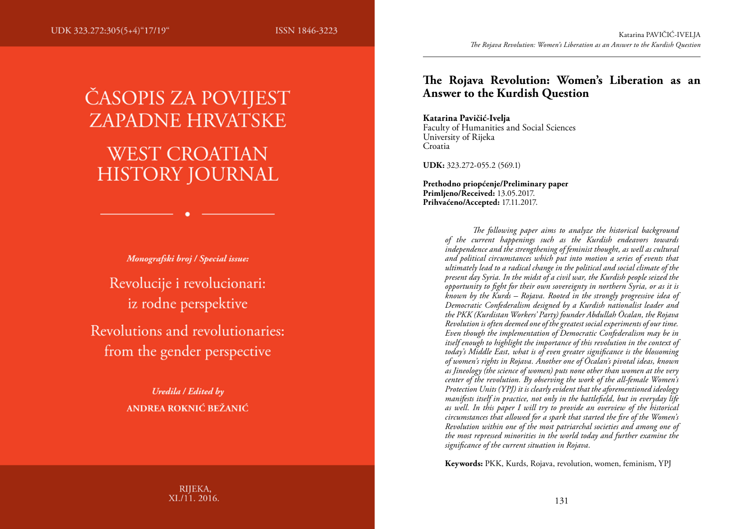UDK 323.272:305(5+4)"17/19"

ISSN 1846-3223

# ČASOPIS ZA POVIJEST ZAPADNE HRVATSKE

# WEST CROATIAN HISTORY JOURNAL

***Monografski broj / Special issue:***

Revolucije i revolucionari: iz rodne perspektive

Revolutions and revolutionaries: from the gender perspective

***Uredila / Edited by***

**ANDREA ROKNIĆ BEŽANIĆ**

RIJEKA, XI./11. 2016.

## The Rojava Revolution: Women's Liberation as an Answer to the Kurdish Question

**Katarina Pavičić-Ivelja**
Faculty of Humanities and Social Sciences
University of Rijeka
Croatia

**UDK:** 323.272-055.2 (569.1)

**Prethodno priopćenje/Preliminary paper**
**Primljeno/Received:** 13.05.2017.
**Prihvaćeno/Accepted:** 17.11.2017.

*The following paper aims to analyze the historical background of the current happenings such as the Kurdish endeavors towards independence and the strengthening of feminist thought, as well as cultural and political circumstances which put into motion a series of events that ultimately lead to a radical change in the political and social climate of the present day Syria. In the midst of a civil war, the Kurdish people seized the opportunity to fight for their own sovereignty in northern Syria, or as it is known by the Kurds – Rojava. Rooted in the strongly progressive idea of Democratic Confederalism designed by a Kurdish nationalist leader and the PKK (Kurdistan Workers' Party) founder Abdullah Öcalan, the Rojava Revolution is often deemed one of the greatest social experiments of our time. Even though the implementation of Democratic Confederalism may be in itself enough to highlight the importance of this revolution in the context of today's Middle East, what is of even greater significance is the blossoming of women's rights in Rojava. Another one of Öcalan's pivotal ideas, known as Jineology (the science of women) puts none other than women at the very center of the revolution. By observing the work of the all-female Women's Protection Units (YPJ) it is clearly evident that the aforementioned ideology manifests itself in practice, not only in the battlefield, but in everyday life as well. In this paper I will try to provide an overview of the historical circumstances that allowed for a spark that started the fire of the Women's Revolution within one of the most patriarchal societies and among one of the most repressed minorities in the world today and further examine the significance of the current situation in Rojava.*

**Keywords:** PKK, Kurds, Rojava, revolution, women, feminism, YPJ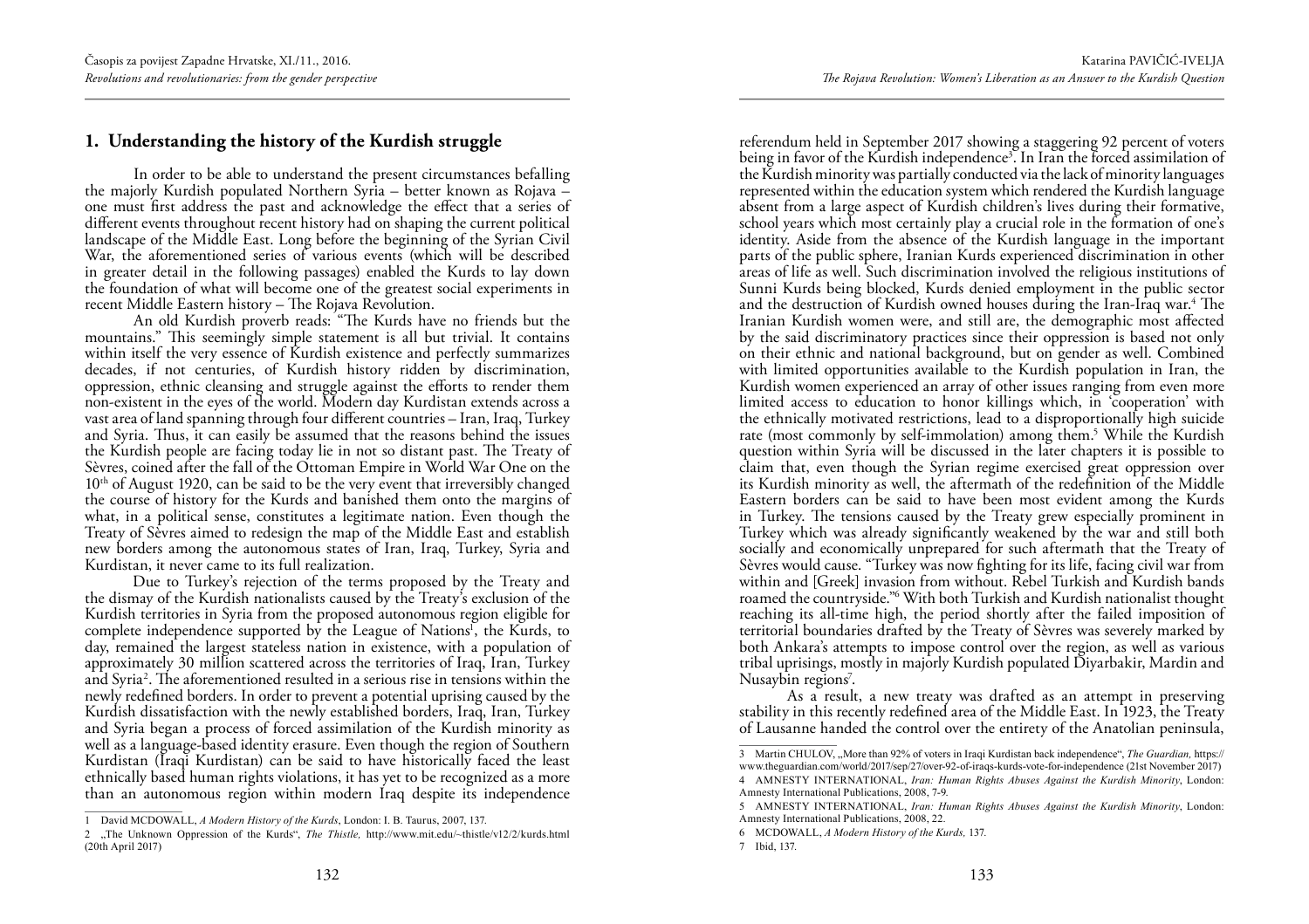## 1. Understanding the history of the Kurdish struggle

In order to be able to understand the present circumstances befalling the majorly Kurdish populated Northern Syria – better known as Rojava – one must first address the past and acknowledge the effect that a series of different events throughout recent history had on shaping the current political landscape of the Middle East. Long before the beginning of the Syrian Civil War, the aforementioned series of various events (which will be described in greater detail in the following passages) enabled the Kurds to lay down the foundation of what will become one of the greatest social experiments in recent Middle Eastern history – The Rojava Revolution.

An old Kurdish proverb reads: "The Kurds have no friends but the mountains." This seemingly simple statement is all but trivial. It contains within itself the very essence of Kurdish existence and perfectly summarizes decades, if not centuries, of Kurdish history ridden by discrimination, oppression, ethnic cleansing and struggle against the efforts to render them non-existent in the eyes of the world. Modern day Kurdistan extends across a vast area of land spanning through four different countries – Iran, Iraq, Turkey and Syria. Thus, it can easily be assumed that the reasons behind the issues the Kurdish people are facing today lie in not so distant past. The Treaty of Sèvres, coined after the fall of the Ottoman Empire in World War One on the 10th of August 1920, can be said to be the very event that irreversibly changed the course of history for the Kurds and banished them onto the margins of what, in a political sense, constitutes a legitimate nation. Even though the Treaty of Sèvres aimed to redesign the map of the Middle East and establish new borders among the autonomous states of Iran, Iraq, Turkey, Syria and Kurdistan, it never came to its full realization.

Due to Turkey's rejection of the terms proposed by the Treaty and the dismay of the Kurdish nationalists caused by the Treaty's exclusion of the Kurdish territories in Syria from the proposed autonomous region eligible for complete independence supported by the League of Nations[1], the Kurds, to day, remained the largest stateless nation in existence, with a population of approximately 30 million scattered across the territories of Iraq, Iran, Turkey and Syria[2]. The aforementioned resulted in a serious rise in tensions within the newly redefined borders. In order to prevent a potential uprising caused by the Kurdish dissatisfaction with the newly established borders, Iraq, Iran, Turkey and Syria began a process of forced assimilation of the Kurdish minority as well as a language-based identity erasure. Even though the region of Southern Kurdistan (Iraqi Kurdistan) can be said to have historically faced the least ethnically based human rights violations, it has yet to be recognized as a more than an autonomous region within modern Iraq despite its independence referendum held in September 2017 showing a staggering 92 percent of voters being in favor of the Kurdish independence[3]. In Iran the forced assimilation of the Kurdish minority was partially conducted via the lack of minority languages represented within the education system which rendered the Kurdish language absent from a large aspect of Kurdish children's lives during their formative, school years which most certainly play a crucial role in the formation of one's identity. Aside from the absence of the Kurdish language in the important parts of the public sphere, Iranian Kurds experienced discrimination in other areas of life as well. Such discrimination involved the religious institutions of Sunni Kurds being blocked, Kurds denied employment in the public sector and the destruction of Kurdish owned houses during the Iran-Iraq war.[4] The Iranian Kurdish women were, and still are, the demographic most affected by the said discriminatory practices since their oppression is based not only on their ethnic and national background, but on gender as well. Combined with limited opportunities available to the Kurdish population in Iran, the Kurdish women experienced an array of other issues ranging from even more limited access to education to honor killings which, in 'cooperation' with the ethnically motivated restrictions, lead to a disproportionally high suicide rate (most commonly by self-immolation) among them.[5] While the Kurdish question within Syria will be discussed in the later chapters it is possible to claim that, even though the Syrian regime exercised great oppression over its Kurdish minority as well, the aftermath of the redefinition of the Middle Eastern borders can be said to have been most evident among the Kurds in Turkey. The tensions caused by the Treaty grew especially prominent in Turkey which was already significantly weakened by the war and still both socially and economically unprepared for such aftermath that the Treaty of Sèvres would cause. "Turkey was now fighting for its life, facing civil war from within and [Greek] invasion from without. Rebel Turkish and Kurdish bands roamed the countryside."[6] With both Turkish and Kurdish nationalist thought reaching its all-time high, the period shortly after the failed imposition of territorial boundaries drafted by the Treaty of Sèvres was severely marked by both Ankara's attempts to impose control over the region, as well as various tribal uprisings, mostly in majorly Kurdish populated Diyarbakir, Mardin and Nusaybin regions[7].

As a result, a new treaty was drafted as an attempt in preserving stability in this recently redefined area of the Middle East. In 1923, the Treaty of Lausanne handed the control over the entirety of the Anatolian peninsula,

---

1 David MCDOWALL, *A Modern History of the Kurds*, London: I. B. Taurus, 2007, 137.

2 „The Unknown Oppression of the Kurds", *The Thistle,* http://www.mit.edu/~thistle/v12/2/kurds.html (20th April 2017)

3 Martin CHULOV, „More than 92% of voters in Iraqi Kurdistan back independence", *The Guardian,* https://www.theguardian.com/world/2017/sep/27/over-92-of-iraqs-kurds-vote-for-independence (21st November 2017)

4 AMNESTY INTERNATIONAL, *Iran: Human Rights Abuses Against the Kurdish Minority*, London: Amnesty International Publications, 2008, 7-9.

5 AMNESTY INTERNATIONAL, *Iran: Human Rights Abuses Against the Kurdish Minority*, London: Amnesty International Publications, 2008, 22.

6 MCDOWALL, *A Modern History of the Kurds,* 137.

7 Ibid, 137.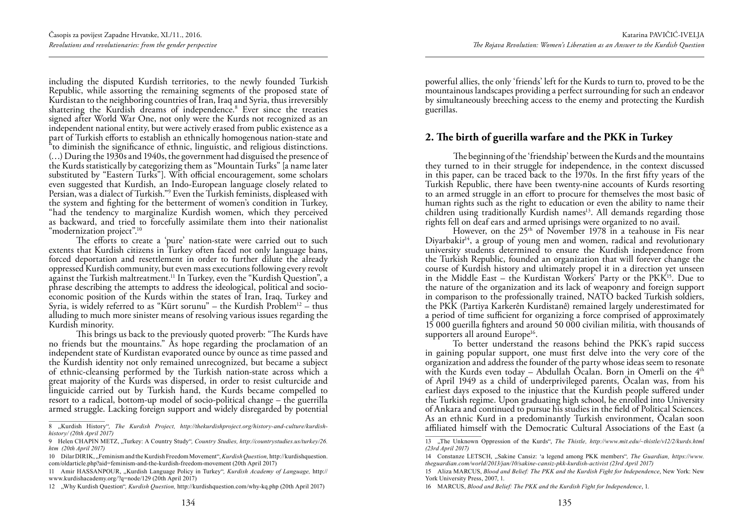including the disputed Kurdish territories, to the newly founded Turkish Republic, while assorting the remaining segments of the proposed state of Kurdistan to the neighboring countries of Iran, Iraq and Syria, thus irreversibly shattering the Kurdish dreams of independence.[8] Ever since the treaties signed after World War One, not only were the Kurds not recognized as an independent national entity, but were actively erased from public existence as a part of Turkish efforts to establish an ethnically homogenous nation-state and "to diminish the significance of ethnic, linguistic, and religious distinctions. (…) During the 1930s and 1940s, the government had disguised the presence of the Kurds statistically by categorizing them as "Mountain Turks" [a name later substituted by "Eastern Turks"]. With official encouragement, some scholars even suggested that Kurdish, an Indo-European language closely related to Persian, was a dialect of Turkish."[9] Even the Turkish feminists, displeased with the system and fighting for the betterment of women's condition in Turkey, "had the tendency to marginalize Kurdish women, which they perceived as backward, and tried to forcefully assimilate them into their nationalist "modernization project".[10]

The efforts to create a 'pure' nation-state were carried out to such extents that Kurdish citizens in Turkey often faced not only language bans, forced deportation and resettlement in order to further dilute the already oppressed Kurdish community, but even mass executions following every revolt against the Turkish maltreatment.[11] In Turkey, even the "Kurdish Question", a phrase describing the attempts to address the ideological, political and socio-economic position of the Kurds within the states of Iran, Iraq, Turkey and Syria, is widely referred to as "Kürt sorunu" – the Kurdish Problem[12] – thus alluding to much more sinister means of resolving various issues regarding the Kurdish minority.

This brings us back to the previously quoted proverb: "The Kurds have no friends but the mountains." As hope regarding the proclamation of an independent state of Kurdistan evaporated ounce by ounce as time passed and the Kurdish identity not only remained unrecognized, but became a subject of ethnic-cleansing performed by the Turkish nation-state across which a great majority of the Kurds was dispersed, in order to resist culturcide and linguicide carried out by Turkish hand, the Kurds became compelled to resort to a radical, bottom-up model of socio-political change – the guerrilla armed struggle. Lacking foreign support and widely disregarded by potential powerful allies, the only 'friends' left for the Kurds to turn to, proved to be the mountainous landscapes providing a perfect surrounding for such an endeavor by simultaneously breeching access to the enemy and protecting the Kurdish guerillas.

## 2. The birth of guerilla warfare and the PKK in Turkey

The beginning of the 'friendship' between the Kurds and the mountains they turned to in their struggle for independence, in the context discussed in this paper, can be traced back to the 1970s. In the first fifty years of the Turkish Republic, there have been twenty-nine accounts of Kurds resorting to an armed struggle in an effort to procure for themselves the most basic of human rights such as the right to education or even the ability to name their children using traditionally Kurdish names[13]. All demands regarding those rights fell on deaf ears and armed uprisings were organized to no avail.

However, on the 25th of November 1978 in a teahouse in Fis near Diyarbakir[14], a group of young men and women, radical and revolutionary university students determined to ensure the Kurdish independence from the Turkish Republic, founded an organization that will forever change the course of Kurdish history and ultimately propel it in a direction yet unseen in the Middle East – the Kurdistan Workers' Party or the PKK[15]. Due to the nature of the organization and its lack of weaponry and foreign support in comparison to the professionally trained, NATO backed Turkish soldiers, the PKK (Partiya Karkerên Kurdistanê) remained largely underestimated for a period of time sufficient for organizing a force comprised of approximately 15 000 guerilla fighters and around 50 000 civilian militia, with thousands of supporters all around Europe[16].

To better understand the reasons behind the PKK's rapid success in gaining popular support, one must first delve into the very core of the organization and address the founder of the party whose ideas seem to resonate with the Kurds even today – Abdullah Öcalan. Born in Omerli on the 4th of April 1949 as a child of underprivileged parents, Öcalan was, from his earliest days exposed to the injustice that the Kurdish people suffered under the Turkish regime. Upon graduating high school, he enrolled into University of Ankara and continued to pursue his studies in the field of Political Sciences. As an ethnic Kurd in a predominantly Turkish environment, Öcalan soon affiliated himself with the Democratic Cultural Associations of the East (a

---

8 „Kurdish History", *The Kurdish Project, http://thekurdishproject.org/history-and-culture/kurdish-history/ (20th April 2017)*

9 Helen CHAPIN METZ, „Turkey: A Country Study", *Country Studies, http://countrystudies.us/turkey/26.htm (20th April 2017)*

10 Dilar DIRIK, „Feminism and the Kurdish Freedom Movement", *Kurdish Question,* http://kurdishquestion.com/oldarticle.php?aid=feminism-and-the-kurdish-freedom-movement (20th April 2017)

11 Amir HASSANPOUR, „Kurdish Language Policy in Turkey", *Kurdish Academy of Language,* http://www.kurdishacademy.org/?q=node/129 (20th April 2017)

12 „Why Kurdish Question", *Kurdish Question,* http://kurdishquestion.com/why-kq.php (20th April 2017)

13 „The Unknown Oppression of the Kurds", *The Thistle, http://www.mit.edu/~thistle/v12/2/kurds.html (23rd April 2017)*

14 Constanze LETSCH, „Sakine Cansiz: 'a legend among PKK members", *The Guardian, https://www.theguardian.com/world/2013/jan/10/sakine-cansiz-pkk-kurdish-activist (23rd April 2017)*

15 Aliza MARCUS, *Blood and Belief: The PKK and the Kurdish Fight for Independence*, New York: New York University Press, 2007, 1.

16 MARCUS, *Blood and Belief: The PKK and the Kurdish Fight for Independence*, 1.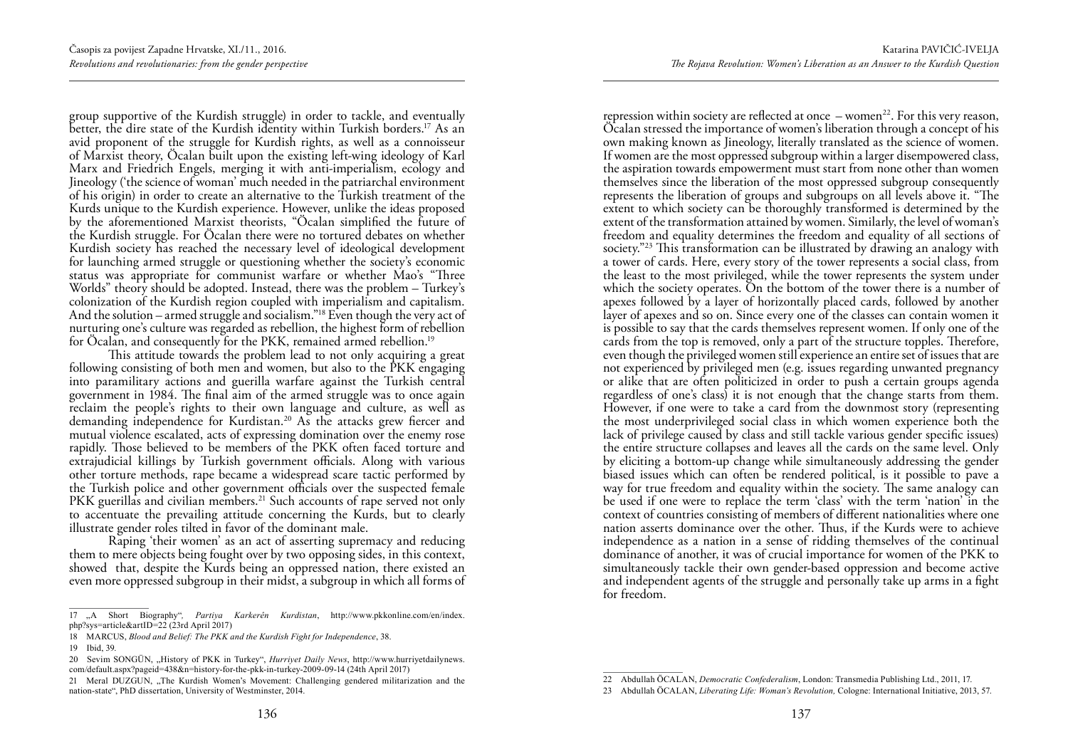group supportive of the Kurdish struggle) in order to tackle, and eventually better, the dire state of the Kurdish identity within Turkish borders.[17] As an avid proponent of the struggle for Kurdish rights, as well as a connoisseur of Marxist theory, Öcalan built upon the existing left-wing ideology of Karl Marx and Friedrich Engels, merging it with anti-imperialism, ecology and Jineology ('the science of woman' much needed in the patriarchal environment of his origin) in order to create an alternative to the Turkish treatment of the Kurds unique to the Kurdish experience. However, unlike the ideas proposed by the aforementioned Marxist theorists, "Öcalan simplified the future of the Kurdish struggle. For Öcalan there were no tortured debates on whether Kurdish society has reached the necessary level of ideological development for launching armed struggle or questioning whether the society's economic status was appropriate for communist warfare or whether Mao's "Three Worlds" theory should be adopted. Instead, there was the problem – Turkey's colonization of the Kurdish region coupled with imperialism and capitalism. And the solution – armed struggle and socialism."[18] Even though the very act of nurturing one's culture was regarded as rebellion, the highest form of rebellion for Öcalan, and consequently for the PKK, remained armed rebellion.[19]

This attitude towards the problem lead to not only acquiring a great following consisting of both men and women, but also to the PKK engaging into paramilitary actions and guerilla warfare against the Turkish central government in 1984. The final aim of the armed struggle was to once again reclaim the people's rights to their own language and culture, as well as demanding independence for Kurdistan.[20] As the attacks grew fiercer and mutual violence escalated, acts of expressing domination over the enemy rose rapidly. Those believed to be members of the PKK often faced torture and extrajudicial killings by Turkish government officials. Along with various other torture methods, rape became a widespread scare tactic performed by the Turkish police and other government officials over the suspected female PKK guerillas and civilian members.[21] Such accounts of rape served not only to accentuate the prevailing attitude concerning the Kurds, but to clearly illustrate gender roles tilted in favor of the dominant male.

Raping 'their women' as an act of asserting supremacy and reducing them to mere objects being fought over by two opposing sides, in this context, showed that, despite the Kurds being an oppressed nation, there existed an even more oppressed subgroup in their midst, a subgroup in which all forms of repression within society are reflected at once – women[22]. For this very reason, Öcalan stressed the importance of women's liberation through a concept of his own making known as Jineology, literally translated as the science of women. If women are the most oppressed subgroup within a larger disempowered class, the aspiration towards empowerment must start from none other than women themselves since the liberation of the most oppressed subgroup consequently represents the liberation of groups and subgroups on all levels above it. "The extent to which society can be thoroughly transformed is determined by the extent of the transformation attained by women. Similarly, the level of woman's freedom and equality determines the freedom and equality of all sections of society."[23] This transformation can be illustrated by drawing an analogy with a tower of cards. Here, every story of the tower represents a social class, from the least to the most privileged, while the tower represents the system under which the society operates. On the bottom of the tower there is a number of apexes followed by a layer of horizontally placed cards, followed by another layer of apexes and so on. Since every one of the classes can contain women it is possible to say that the cards themselves represent women. If only one of the cards from the top is removed, only a part of the structure topples. Therefore, even though the privileged women still experience an entire set of issues that are not experienced by privileged men (e.g. issues regarding unwanted pregnancy or alike that are often politicized in order to push a certain groups agenda regardless of one's class) it is not enough that the change starts from them. However, if one were to take a card from the downmost story (representing the most underprivileged social class in which women experience both the lack of privilege caused by class and still tackle various gender specific issues) the entire structure collapses and leaves all the cards on the same level. Only by eliciting a bottom-up change while simultaneously addressing the gender biased issues which can often be rendered political, is it possible to pave a way for true freedom and equality within the society. The same analogy can be used if one were to replace the term 'class' with the term 'nation' in the context of countries consisting of members of different nationalities where one nation asserts dominance over the other. Thus, if the Kurds were to achieve independence as a nation in a sense of ridding themselves of the continual dominance of another, it was of crucial importance for women of the PKK to simultaneously tackle their own gender-based oppression and become active and independent agents of the struggle and personally take up arms in a fight for freedom.

---

17 „A Short Biography", *Partiya Karkerên Kurdistan*, http://www.pkkonline.com/en/index.php?sys=article&artID=22 (23rd April 2017)

18 MARCUS, *Blood and Belief: The PKK and the Kurdish Fight for Independence*, 38.

19 Ibid, 39.

20 Sevim SONGÜN, „History of PKK in Turkey", *Hurriyet Daily News*, http://www.hurriyetdailynews.com/default.aspx?pageid=438&n=history-for-the-pkk-in-turkey-2009-09-14 (24th April 2017)

21 Meral DUZGUN, „The Kurdish Women's Movement: Challenging gendered militarization and the nation-state", PhD dissertation, University of Westminster, 2014.

22 Abdullah ÖCALAN, *Democratic Confederalism*, London: Transmedia Publishing Ltd., 2011, 17.

23 Abdullah ÖCALAN, *Liberating Life: Woman's Revolution,* Cologne: International Initiative, 2013, 57.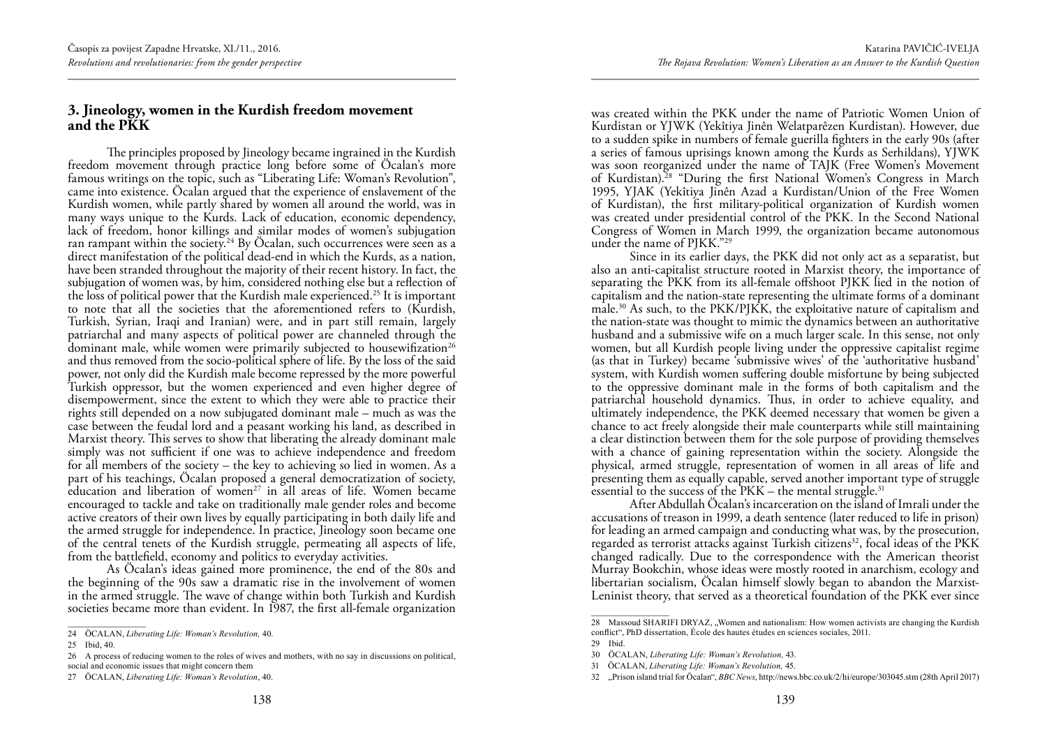## 3. Jineology, women in the Kurdish freedom movement and the PKK

The principles proposed by Jineology became ingrained in the Kurdish freedom movement through practice long before some of Öcalan's more famous writings on the topic, such as "Liberating Life: Woman's Revolution", came into existence. Öcalan argued that the experience of enslavement of the Kurdish women, while partly shared by women all around the world, was in many ways unique to the Kurds. Lack of education, economic dependency, lack of freedom, honor killings and similar modes of women's subjugation ran rampant within the society.[24] By Öcalan, such occurrences were seen as a direct manifestation of the political dead-end in which the Kurds, as a nation, have been stranded throughout the majority of their recent history. In fact, the subjugation of women was, by him, considered nothing else but a reflection of the loss of political power that the Kurdish male experienced.[25] It is important to note that all the societies that the aforementioned refers to (Kurdish, Turkish, Syrian, Iraqi and Iranian) were, and in part still remain, largely patriarchal and many aspects of political power are channeled through the dominant male, while women were primarily subjected to housewifization[26] and thus removed from the socio-political sphere of life. By the loss of the said power, not only did the Kurdish male become repressed by the more powerful Turkish oppressor, but the women experienced and even higher degree of disempowerment, since the extent to which they were able to practice their rights still depended on a now subjugated dominant male – much as was the case between the feudal lord and a peasant working his land, as described in Marxist theory. This serves to show that liberating the already dominant male simply was not sufficient if one was to achieve independence and freedom for all members of the society – the key to achieving so lied in women. As a part of his teachings, Öcalan proposed a general democratization of society, education and liberation of women[27] in all areas of life. Women became encouraged to tackle and take on traditionally male gender roles and become active creators of their own lives by equally participating in both daily life and the armed struggle for independence. In practice, Jineology soon became one of the central tenets of the Kurdish struggle, permeating all aspects of life, from the battlefield, economy and politics to everyday activities.

As Öcalan's ideas gained more prominence, the end of the 80s and the beginning of the 90s saw a dramatic rise in the involvement of women in the armed struggle. The wave of change within both Turkish and Kurdish societies became more than evident. In 1987, the first all-female organization was created within the PKK under the name of Patriotic Women Union of Kurdistan or YJWK (Yekîtiya Jinên Welatparêzen Kurdistan). However, due to a sudden spike in numbers of female guerilla fighters in the early 90s (after a series of famous uprisings known among the Kurds as Serhildans), YJWK was soon reorganized under the name of TAJK (Free Women's Movement of Kurdistan).[28] "During the first National Women's Congress in March 1995, YJAK (Yekîtiya Jinên Azad a Kurdistan/Union of the Free Women of Kurdistan), the first military-political organization of Kurdish women was created under presidential control of the PKK. In the Second National Congress of Women in March 1999, the organization became autonomous under the name of PJKK."[29]

Since in its earlier days, the PKK did not only act as a separatist, but also an anti-capitalist structure rooted in Marxist theory, the importance of separating the PKK from its all-female offshoot PJKK lied in the notion of capitalism and the nation-state representing the ultimate forms of a dominant male.[30] As such, to the PKK/PJKK, the exploitative nature of capitalism and the nation-state was thought to mimic the dynamics between an authoritative husband and a submissive wife on a much larger scale. In this sense, not only women, but all Kurdish people living under the oppressive capitalist regime (as that in Turkey) became 'submissive wives' of the 'authoritative husband' system, with Kurdish women suffering double misfortune by being subjected to the oppressive dominant male in the forms of both capitalism and the patriarchal household dynamics. Thus, in order to achieve equality, and ultimately independence, the PKK deemed necessary that women be given a chance to act freely alongside their male counterparts while still maintaining a clear distinction between them for the sole purpose of providing themselves with a chance of gaining representation within the society. Alongside the physical, armed struggle, representation of women in all areas of life and presenting them as equally capable, served another important type of struggle essential to the success of the PKK – the mental struggle.[31]

After Abdullah Öcalan's incarceration on the island of Imrali under the accusations of treason in 1999, a death sentence (later reduced to life in prison) for leading an armed campaign and conducting what was, by the prosecution, regarded as terrorist attacks against Turkish citizens[32], focal ideas of the PKK changed radically. Due to the correspondence with the American theorist Murray Bookchin, whose ideas were mostly rooted in anarchism, ecology and libertarian socialism, Öcalan himself slowly began to abandon the Marxist-Leninist theory, that served as a theoretical foundation of the PKK ever since

---

24 ÖCALAN, *Liberating Life: Woman's Revolution,* 40.

25 Ibid, 40.

26 A process of reducing women to the roles of wives and mothers, with no say in discussions on political, social and economic issues that might concern them

27 ÖCALAN, *Liberating Life: Woman's Revolution*, 40.

28 Massoud SHARIFI DRYAZ, „Women and nationalism: How women activists are changing the Kurdish conflict", PhD dissertation, École des hautes études en sciences sociales, 2011.

29 Ibid.

30 ÖCALAN, *Liberating Life: Woman's Revolution,* 43.

31 ÖCALAN, *Liberating Life: Woman's Revolution,* 45.

32 „Prison island trial for Öcalan", *BBC News*, http://news.bbc.co.uk/2/hi/europe/303045.stm (28th April 2017)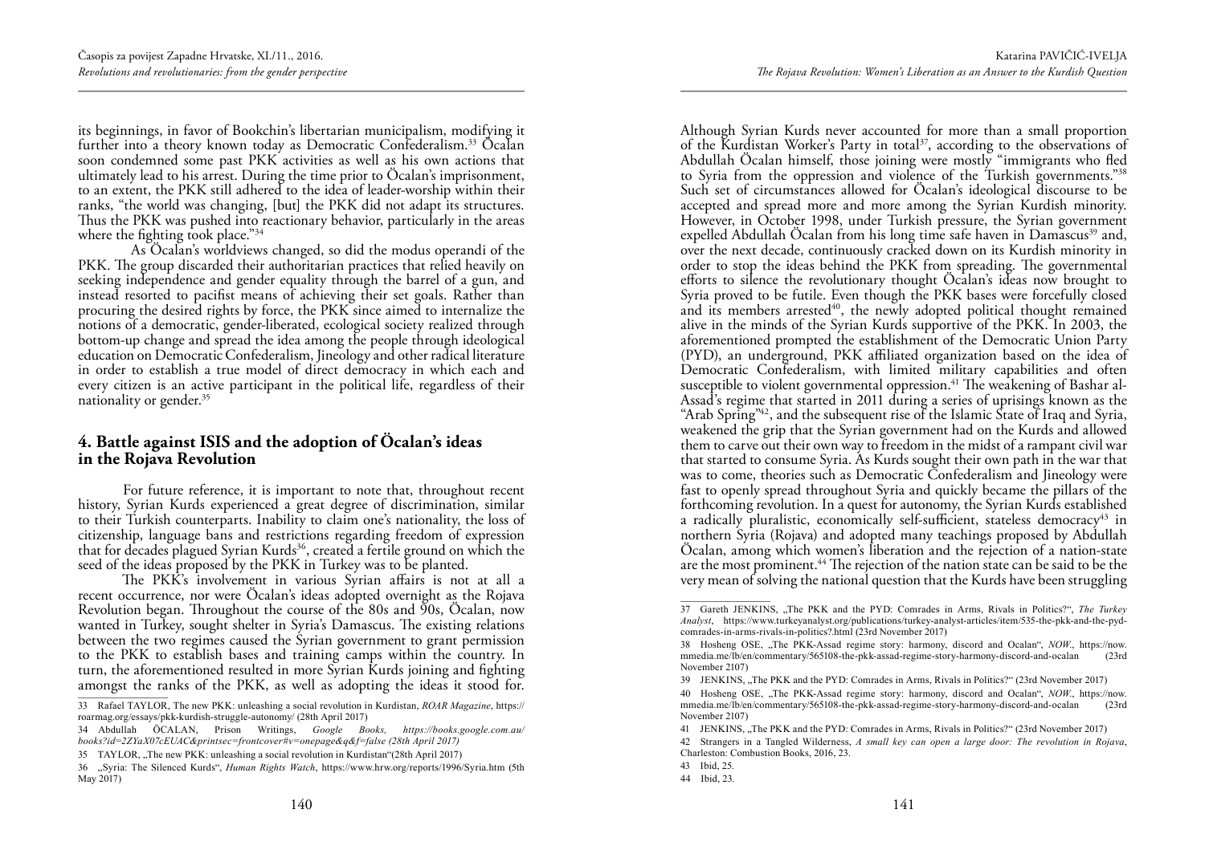its beginnings, in favor of Bookchin's libertarian municipalism, modifying it further into a theory known today as Democratic Confederalism.[33] Öcalan soon condemned some past PKK activities as well as his own actions that ultimately lead to his arrest. During the time prior to Öcalan's imprisonment, to an extent, the PKK still adhered to the idea of leader-worship within their ranks, "the world was changing, [but] the PKK did not adapt its structures. Thus the PKK was pushed into reactionary behavior, particularly in the areas where the fighting took place."[34]

As Öcalan's worldviews changed, so did the modus operandi of the PKK. The group discarded their authoritarian practices that relied heavily on seeking independence and gender equality through the barrel of a gun, and instead resorted to pacifist means of achieving their set goals. Rather than procuring the desired rights by force, the PKK since aimed to internalize the notions of a democratic, gender-liberated, ecological society realized through bottom-up change and spread the idea among the people through ideological education on Democratic Confederalism, Jineology and other radical literature in order to establish a true model of direct democracy in which each and every citizen is an active participant in the political life, regardless of their nationality or gender.[35]

## 4. Battle against ISIS and the adoption of Öcalan's ideas in the Rojava Revolution

For future reference, it is important to note that, throughout recent history, Syrian Kurds experienced a great degree of discrimination, similar to their Turkish counterparts. Inability to claim one's nationality, the loss of citizenship, language bans and restrictions regarding freedom of expression that for decades plagued Syrian Kurds[36], created a fertile ground on which the seed of the ideas proposed by the PKK in Turkey was to be planted.

The PKK's involvement in various Syrian affairs is not at all a recent occurrence, nor were Öcalan's ideas adopted overnight as the Rojava Revolution began. Throughout the course of the 80s and 90s, Öcalan, now wanted in Turkey, sought shelter in Syria's Damascus. The existing relations between the two regimes caused the Syrian government to grant permission to the PKK to establish bases and training camps within the country. In turn, the aforementioned resulted in more Syrian Kurds joining and fighting amongst the ranks of the PKK, as well as adopting the ideas it stood for. Although Syrian Kurds never accounted for more than a small proportion of the Kurdistan Worker's Party in total[37], according to the observations of Abdullah Öcalan himself, those joining were mostly "immigrants who fled to Syria from the oppression and violence of the Turkish governments."[38] Such set of circumstances allowed for Öcalan's ideological discourse to be accepted and spread more and more among the Syrian Kurdish minority. However, in October 1998, under Turkish pressure, the Syrian government expelled Abdullah Öcalan from his long time safe haven in Damascus[39] and, over the next decade, continuously cracked down on its Kurdish minority in order to stop the ideas behind the PKK from spreading. The governmental efforts to silence the revolutionary thought Öcalan's ideas now brought to Syria proved to be futile. Even though the PKK bases were forcefully closed and its members arrested[40], the newly adopted political thought remained alive in the minds of the Syrian Kurds supportive of the PKK. In 2003, the aforementioned prompted the establishment of the Democratic Union Party (PYD), an underground, PKK affiliated organization based on the idea of Democratic Confederalism, with limited military capabilities and often susceptible to violent governmental oppression.[41] The weakening of Bashar al-Assad's regime that started in 2011 during a series of uprisings known as the "Arab Spring"[42], and the subsequent rise of the Islamic State of Iraq and Syria, weakened the grip that the Syrian government had on the Kurds and allowed them to carve out their own way to freedom in the midst of a rampant civil war that started to consume Syria. As Kurds sought their own path in the war that was to come, theories such as Democratic Confederalism and Jineology were fast to openly spread throughout Syria and quickly became the pillars of the forthcoming revolution. In a quest for autonomy, the Syrian Kurds established a radically pluralistic, economically self-sufficient, stateless democracy[43] in northern Syria (Rojava) and adopted many teachings proposed by Abdullah Öcalan, among which women's liberation and the rejection of a nation-state are the most prominent.[44] The rejection of the nation state can be said to be the very mean of solving the national question that the Kurds have been struggling

---

33 Rafael TAYLOR, The new PKK: unleashing a social revolution in Kurdistan, *ROAR Magazine*, https://roarmag.org/essays/pkk-kurdish-struggle-autonomy/ (28th April 2017)

34 Abdullah ÖCALAN, Prison Writings, *Google Books, https://books.google.com.au/books?id=2ZYaX07cEUAC&printsec=frontcover#v=onepage&q&f=false (28th April 2017)*

35 TAYLOR, „The new PKK: unleashing a social revolution in Kurdistan"(28th April 2017)

36 „Syria: The Silenced Kurds", *Human Rights Watch*, https://www.hrw.org/reports/1996/Syria.htm (5th May 2017)

37 Gareth JENKINS, „The PKK and the PYD: Comrades in Arms, Rivals in Politics?", *The Turkey Analyst*, https://www.turkeyanalyst.org/publications/turkey-analyst-articles/item/535-the-pkk-and-the-pyd-comrades-in-arms-rivals-in-politics?.html (23rd November 2017)

38 Hosheng OSE, „The PKK-Assad regime story: harmony, discord and Ocalan", *NOW*., https://now.mmedia.me/lb/en/commentary/565108-the-pkk-assad-regime-story-harmony-discord-and-ocalan (23rd November 2107)

39 JENKINS, „The PKK and the PYD: Comrades in Arms, Rivals in Politics?" (23rd November 2017)

40 Hosheng OSE, „The PKK-Assad regime story: harmony, discord and Ocalan", *NOW*., https://now.mmedia.me/lb/en/commentary/565108-the-pkk-assad-regime-story-harmony-discord-and-ocalan (23rd November 2107)

41 JENKINS, „The PKK and the PYD: Comrades in Arms, Rivals in Politics?" (23rd November 2017)

42 Strangers in a Tangled Wilderness, *A small key can open a large door: The revolution in Rojava*, Charleston: Combustion Books, 2016, 23.

43 Ibid, 25.

44 Ibid, 23.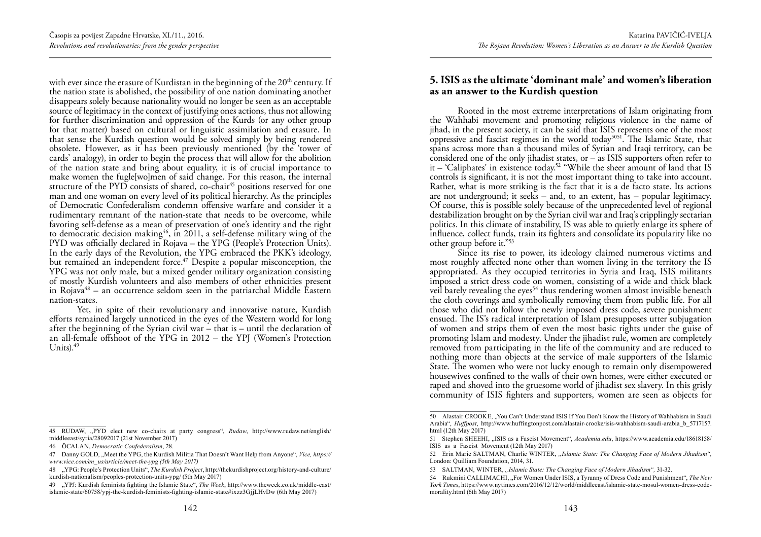with ever since the erasure of Kurdistan in the beginning of the 20th century. If the nation state is abolished, the possibility of one nation dominating another disappears solely because nationality would no longer be seen as an acceptable source of legitimacy in the context of justifying ones actions, thus not allowing for further discrimination and oppression of the Kurds (or any other group for that matter) based on cultural or linguistic assimilation and erasure. In that sense the Kurdish question would be solved simply by being rendered obsolete. However, as it has been previously mentioned (by the 'tower of cards' analogy), in order to begin the process that will allow for the abolition of the nation state and bring about equality, it is of crucial importance to make women the fugle[wo]men of said change. For this reason, the internal structure of the PYD consists of shared, co-chair[45] positions reserved for one man and one woman on every level of its political hierarchy. As the principles of Democratic Confederalism condemn offensive warfare and consider it a rudimentary remnant of the nation-state that needs to be overcome, while favoring self-defense as a mean of preservation of one's identity and the right to democratic decision making[46], in 2011, a self-defense military wing of the PYD was officially declared in Rojava – the YPG (People's Protection Units). In the early days of the Revolution, the YPG embraced the PKK's ideology, but remained an independent force.[47] Despite a popular misconception, the YPG was not only male, but a mixed gender military organization consisting of mostly Kurdish volunteers and also members of other ethnicities present in Rojava[48] – an occurrence seldom seen in the patriarchal Middle Eastern nation-states.

Yet, in spite of their revolutionary and innovative nature, Kurdish efforts remained largely unnoticed in the eyes of the Western world for long after the beginning of the Syrian civil war – that is – until the declaration of an all-female offshoot of the YPG in 2012 – the YPJ (Women's Protection Units).[49]

## 5. ISIS as the ultimate 'dominant male' and women's liberation as an answer to the Kurdish question

Rooted in the most extreme interpretations of Islam originating from the Wahhabi movement and promoting religious violence in the name of jihad, in the present society, it can be said that ISIS represents one of the most oppressive and fascist regimes in the world today[50][51]. The Islamic State, that spans across more than a thousand miles of Syrian and Iraqi territory, can be considered one of the only jihadist states, or – as ISIS supporters often refer to it – 'Caliphates' in existence today.[52] "While the sheer amount of land that IS controls is significant, it is not the most important thing to take into account. Rather, what is more striking is the fact that it is a de facto state. Its actions are not underground; it seeks – and, to an extent, has – popular legitimacy. Of course, this is possible solely because of the unprecedented level of regional destabilization brought on by the Syrian civil war and Iraq's cripplingly sectarian politics. In this climate of instability, IS was able to quietly enlarge its sphere of influence, collect funds, train its fighters and consolidate its popularity like no other group before it."[53]

Since its rise to power, its ideology claimed numerous victims and most roughly affected none other than women living in the territory the IS appropriated. As they occupied territories in Syria and Iraq, ISIS militants imposed a strict dress code on women, consisting of a wide and thick black veil barely revealing the eyes[54] thus rendering women almost invisible beneath the cloth coverings and symbolically removing them from public life. For all those who did not follow the newly imposed dress code, severe punishment ensued. The IS's radical interpretation of Islam presupposes utter subjugation of women and strips them of even the most basic rights under the guise of promoting Islam and modesty. Under the jihadist rule, women are completely removed from participating in the life of the community and are reduced to nothing more than objects at the service of male supporters of the Islamic State. The women who were not lucky enough to remain only disempowered housewives confined to the walls of their own homes, were either executed or raped and shoved into the gruesome world of jihadist sex slavery. In this grisly community of ISIS fighters and supporters, women are seen as objects for

---

45 RUDAW, „PYD elect new co-chairs at party congress", *Rudaw*, http://www.rudaw.net/english/middleeast/syria/28092017 (21st November 2017)

46 ÖCALAN, *Democratic Confederalism*, 28.

47 Danny GOLD, „Meet the YPG, the Kurdish Militia That Doesn't Want Help from Anyone", *Vice, https://www.vice.com/en_us/article/meet-the-ypg (5th May 2017)*

48 „YPG: People's Protection Units", *The Kurdish Project*, http://thekurdishproject.org/history-and-culture/kurdish-nationalism/peoples-protection-units-ypg/ (5th May 2017)

49 „YPJ: Kurdish feminists fighting the Islamic State", *The Week*, http://www.theweek.co.uk/middle-east/islamic-state/60758/ypj-the-kurdish-feminists-fighting-islamic-state#ixzz3GjjLHvDw (6th May 2017)

50 Alastair CROOKE, „You Can't Understand ISIS If You Don't Know the History of Wahhabism in Saudi Arabia", *Huffpost*, http://www.huffingtonpost.com/alastair-crooke/isis-wahhabism-saudi-arabia_b_5717157.html (12th May 2017)

51 Stephen SHEEHI, „ISIS as a Fascist Movement", *Academia.edu*, https://www.academia.edu/18618158/ISIS_as_a_Fascist_Movement (12th May 2017)

52 Erin Marie SALTMAN, Charlie WINTER, *„Islamic State: The Changing Face of Modern Jihadism",* London: Quilliam Foundation, 2014, 31.

53 SALTMAN, WINTER, *„Islamic State: The Changing Face of Modern Jihadism",* 31-32.

54 Rukmini CALLIMACHI, „For Women Under ISIS, a Tyranny of Dress Code and Punishment", *The New York Times*, https://www.nytimes.com/2016/12/12/world/middleeast/islamic-state-mosul-women-dress-code-morality.html (6th May 2017)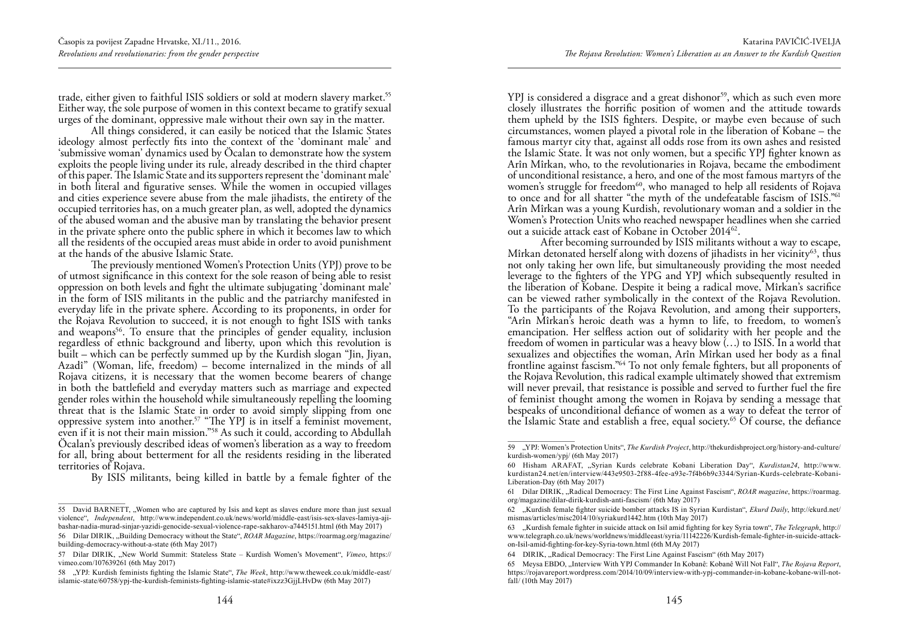trade, either given to faithful ISIS soldiers or sold at modern slavery market.[55] Either way, the sole purpose of women in this context became to gratify sexual urges of the dominant, oppressive male without their own say in the matter.

All things considered, it can easily be noticed that the Islamic States ideology almost perfectly fits into the context of the 'dominant male' and 'submissive woman' dynamics used by Öcalan to demonstrate how the system exploits the people living under its rule, already described in the third chapter of this paper. The Islamic State and its supporters represent the 'dominant male' in both literal and figurative senses. While the women in occupied villages and cities experience severe abuse from the male jihadists, the entirety of the occupied territories has, on a much greater plan, as well, adopted the dynamics of the abused woman and the abusive man by translating the behavior present in the private sphere onto the public sphere in which it becomes law to which all the residents of the occupied areas must abide in order to avoid punishment at the hands of the abusive Islamic State.

The previously mentioned Women's Protection Units (YPJ) prove to be of utmost significance in this context for the sole reason of being able to resist oppression on both levels and fight the ultimate subjugating 'dominant male' in the form of ISIS militants in the public and the patriarchy manifested in everyday life in the private sphere. According to its proponents, in order for the Rojava Revolution to succeed, it is not enough to fight ISIS with tanks and weapons[56]. To ensure that the principles of gender equality, inclusion regardless of ethnic background and liberty, upon which this revolution is built – which can be perfectly summed up by the Kurdish slogan "Jin, Jiyan, Azadî" (Woman, life, freedom) – become internalized in the minds of all Rojava citizens, it is necessary that the women become bearers of change in both the battlefield and everyday matters such as marriage and expected gender roles within the household while simultaneously repelling the looming threat that is the Islamic State in order to avoid simply slipping from one oppressive system into another.[57] "The YPJ is in itself a feminist movement, even if it is not their main mission."[58] As such it could, according to Abdullah Öcalan's previously described ideas of women's liberation as a way to freedom for all, bring about betterment for all the residents residing in the liberated territories of Rojava.

By ISIS militants, being killed in battle by a female fighter of the YPJ is considered a disgrace and a great dishonor[59], which as such even more closely illustrates the horrific position of women and the attitude towards them upheld by the ISIS fighters. Despite, or maybe even because of such circumstances, women played a pivotal role in the liberation of Kobane – the famous martyr city that, against all odds rose from its own ashes and resisted the Islamic State. It was not only women, but a specific YPJ fighter known as Arîn Mîrkan, who, to the revolutionaries in Rojava, became the embodiment of unconditional resistance, a hero, and one of the most famous martyrs of the women's struggle for freedom[60], who managed to help all residents of Rojava to once and for all shatter "the myth of the undefeatable fascism of ISIS."[61] Arîn Mîrkan was a young Kurdish, revolutionary woman and a soldier in the Women's Protection Units who reached newspaper headlines when she carried out a suicide attack east of Kobane in October 2014[62].

After becoming surrounded by ISIS militants without a way to escape, Mîrkan detonated herself along with dozens of jihadists in her vicinity[63], thus not only taking her own life, but simultaneously providing the most needed leverage to the fighters of the YPG and YPJ which subsequently resulted in the liberation of Kobane. Despite it being a radical move, Mîrkan's sacrifice can be viewed rather symbolically in the context of the Rojava Revolution. To the participants of the Rojava Revolution, and among their supporters, "Arîn Mîrkan's heroic death was a hymn to life, to freedom, to women's emancipation. Her selfless action out of solidarity with her people and the freedom of women in particular was a heavy blow (…) to ISIS. In a world that sexualizes and objectifies the woman, Arîn Mîrkan used her body as a final frontline against fascism."[64] To not only female fighters, but all proponents of the Rojava Revolution, this radical example ultimately showed that extremism will never prevail, that resistance is possible and served to further fuel the fire of feminist thought among the women in Rojava by sending a message that bespeaks of unconditional defiance of women as a way to defeat the terror of the Islamic State and establish a free, equal society.[65] Of course, the defiance

---

55 David BARNETT, „Women who are captured by Isis and kept as slaves endure more than just sexual violence", *Independent*, http://www.independent.co.uk/news/world/middle-east/isis-sex-slaves-lamiya-aji-bashar-nadia-murad-sinjar-yazidi-genocide-sexual-violence-rape-sakharov-a7445151.html (6th May 2017)

56 Dilar DIRIK, „Building Democracy without the State", *ROAR Magazine*, https://roarmag.org/magazine/building-democracy-without-a-state (6th May 2017)

57 Dilar DIRIK, „New World Summit: Stateless State – Kurdish Women's Movement", *Vimeo*, https://vimeo.com/107639261 (6th May 2017)

58 „YPJ: Kurdish feminists fighting the Islamic State", *The Week*, http://www.theweek.co.uk/middle-east/islamic-state/60758/ypj-the-kurdish-feminists-fighting-islamic-state#ixzz3GjjLHvDw (6th May 2017)

59 „YPJ: Women's Protection Units", *The Kurdish Project*, http://thekurdishproject.org/history-and-culture/kurdish-women/ypj/ (6th May 2017)

60 Hisham ARAFAT, „Syrian Kurds celebrate Kobani Liberation Day", *Kurdistan24*, http://www.kurdistan24.net/en/interview/443e9503-2f88-4fee-a93e-7f4b6b9c3344/Syrian-Kurds-celebrate-Kobani-Liberation-Day (6th May 2017)

61 Dilar DIRIK, „Radical Democracy: The First Line Against Fascism", *ROAR magazine*, https://roarmag.org/magazine/dilar-dirik-kurdish-anti-fascism/ (6th May 2017)

62 „Kurdish female fighter suicide bomber attacks IS in Syrian Kurdistan", *Ekurd Daily*, http://ekurd.net/mismas/articles/misc2014/10/syriakurd1442.htm (10th May 2017)

63 „Kurdish female fighter in suicide attack on Isil amid fighting for key Syria town", *The Telegraph*, http://www.telegraph.co.uk/news/worldnews/middleeast/syria/11142226/Kurdish-female-fighter-in-suicide-attack-on-Isil-amid-fighting-for-key-Syria-town.html (6th MAy 2017)

64 DIRIK, „Radical Democracy: The First Line Against Fascism" (6th May 2017)

65 Meysa EBDO, „Interview With YPJ Commander In Kobanê: Kobanê Will Not Fall", *The Rojava Report*, https://rojavareport.wordpress.com/2014/10/09/interview-with-ypj-commander-in-kobane-kobane-will-not-fall/ (10th May 2017)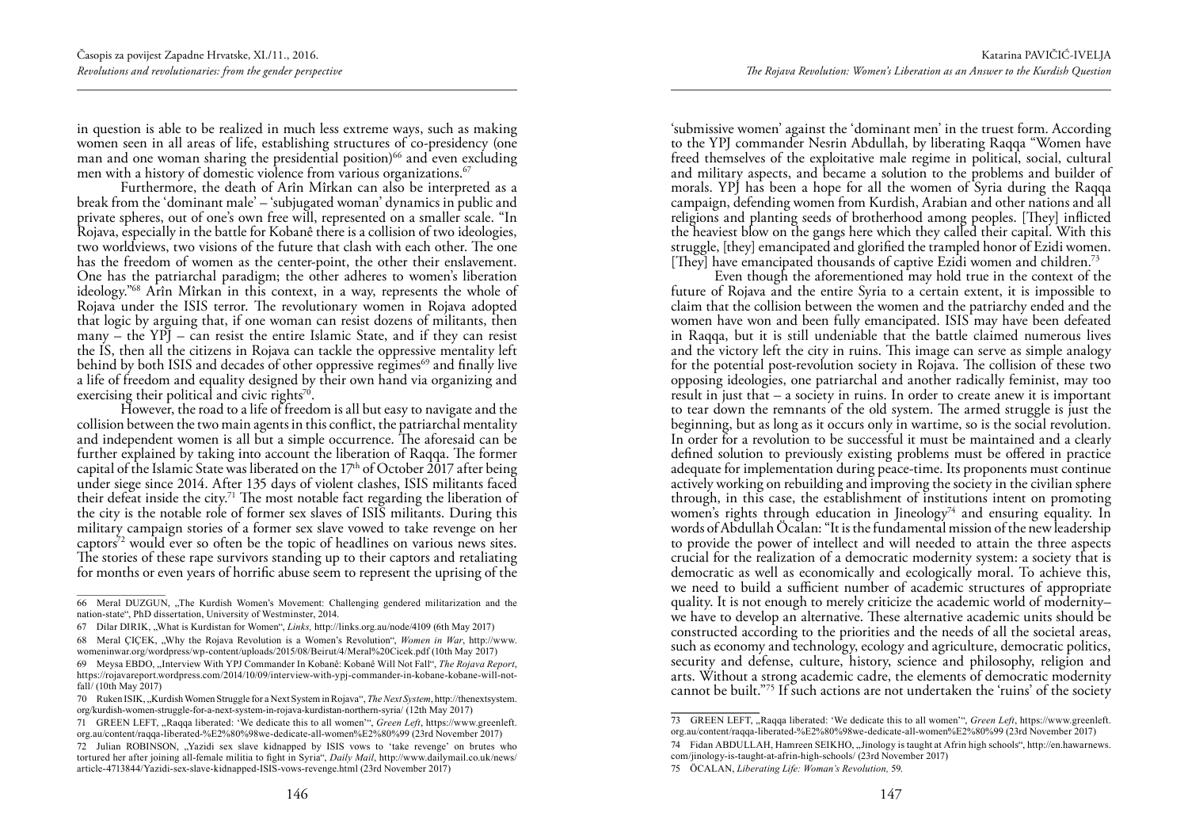in question is able to be realized in much less extreme ways, such as making women seen in all areas of life, establishing structures of co-presidency (one man and one woman sharing the presidential position)[66] and even excluding men with a history of domestic violence from various organizations.[67]

Furthermore, the death of Arîn Mîrkan can also be interpreted as a break from the 'dominant male' – 'subjugated woman' dynamics in public and private spheres, out of one's own free will, represented on a smaller scale. "In Rojava, especially in the battle for Kobanê there is a collision of two ideologies, two worldviews, two visions of the future that clash with each other. The one has the freedom of women as the center-point, the other their enslavement. One has the patriarchal paradigm; the other adheres to women's liberation ideology."[68] Arîn Mîrkan in this context, in a way, represents the whole of Rojava under the ISIS terror. The revolutionary women in Rojava adopted that logic by arguing that, if one woman can resist dozens of militants, then many – the YPJ – can resist the entire Islamic State, and if they can resist the IS, then all the citizens in Rojava can tackle the oppressive mentality left behind by both ISIS and decades of other oppressive regimes[69] and finally live a life of freedom and equality designed by their own hand via organizing and exercising their political and civic rights[70].

However, the road to a life of freedom is all but easy to navigate and the collision between the two main agents in this conflict, the patriarchal mentality and independent women is all but a simple occurrence. The aforesaid can be further explained by taking into account the liberation of Raqqa. The former capital of the Islamic State was liberated on the 17th of October 2017 after being under siege since 2014. After 135 days of violent clashes, ISIS militants faced their defeat inside the city.[71] The most notable fact regarding the liberation of the city is the notable role of former sex slaves of ISIS militants. During this military campaign stories of a former sex slave vowed to take revenge on her captors[72] would ever so often be the topic of headlines on various news sites. The stories of these rape survivors standing up to their captors and retaliating for months or even years of horrific abuse seem to represent the uprising of the 'submissive women' against the 'dominant men' in the truest form. According to the YPJ commander Nesrin Abdullah, by liberating Raqqa "Women have freed themselves of the exploitative male regime in political, social, cultural and military aspects, and became a solution to the problems and builder of morals. YPJ has been a hope for all the women of Syria during the Raqqa campaign, defending women from Kurdish, Arabian and other nations and all religions and planting seeds of brotherhood among peoples. [They] inflicted the heaviest blow on the gangs here which they called their capital. With this struggle, [they] emancipated and glorified the trampled honor of Ezidi women. [They] have emancipated thousands of captive Ezidi women and children.[73]

Even though the aforementioned may hold true in the context of the future of Rojava and the entire Syria to a certain extent, it is impossible to claim that the collision between the women and the patriarchy ended and the women have won and been fully emancipated. ISIS may have been defeated in Raqqa, but it is still undeniable that the battle claimed numerous lives and the victory left the city in ruins. This image can serve as simple analogy for the potential post-revolution society in Rojava. The collision of these two opposing ideologies, one patriarchal and another radically feminist, may too result in just that – a society in ruins. In order to create anew it is important to tear down the remnants of the old system. The armed struggle is just the beginning, but as long as it occurs only in wartime, so is the social revolution. In order for a revolution to be successful it must be maintained and a clearly defined solution to previously existing problems must be offered in practice adequate for implementation during peace-time. Its proponents must continue actively working on rebuilding and improving the society in the civilian sphere through, in this case, the establishment of institutions intent on promoting women's rights through education in Jineology[74] and ensuring equality. In words of Abdullah Öcalan: "It is the fundamental mission of the new leadership to provide the power of intellect and will needed to attain the three aspects crucial for the realization of a democratic modernity system: a society that is democratic as well as economically and ecologically moral. To achieve this, we need to build a sufficient number of academic structures of appropriate quality. It is not enough to merely criticize the academic world of modernity– we have to develop an alternative. These alternative academic units should be constructed according to the priorities and the needs of all the societal areas, such as economy and technology, ecology and agriculture, democratic politics, security and defense, culture, history, science and philosophy, religion and arts. Without a strong academic cadre, the elements of democratic modernity cannot be built."[75] If such actions are not undertaken the 'ruins' of the society

---

66 Meral DUZGUN, „The Kurdish Women's Movement: Challenging gendered militarization and the nation-state", PhD dissertation, University of Westminster, 2014.

67 Dilar DIRIK, „What is Kurdistan for Women", *Links*, http://links.org.au/node/4109 (6th May 2017)

68 Meral ÇIÇEK, „Why the Rojava Revolution is a Women's Revolution", *Women in War*, http://www.womeninwar.org/wordpress/wp-content/uploads/2015/08/Beirut/4/Meral%20Cicek.pdf (10th May 2017)

69 Meysa EBDO, „Interview With YPJ Commander In Kobanê: Kobanê Will Not Fall", *The Rojava Report*, https://rojavareport.wordpress.com/2014/10/09/interview-with-ypj-commander-in-kobane-kobane-will-not-fall/ (10th May 2017)

70 Ruken ISIK, „Kurdish Women Struggle for a Next System in Rojava", *The Next System*, http://thenextsystem.org/kurdish-women-struggle-for-a-next-system-in-rojava-kurdistan-northern-syria/ (12th May 2017)

71 GREEN LEFT, „Raqqa liberated: 'We dedicate this to all women'", *Green Left*, https://www.greenleft.org.au/content/raqqa-liberated-%E2%80%98we-dedicate-all-women%E2%80%99 (23rd November 2017)

72 Julian ROBINSON, „Yazidi sex slave kidnapped by ISIS vows to 'take revenge' on brutes who tortured her after joining all-female militia to fight in Syria", *Daily Mail*, http://www.dailymail.co.uk/news/article-4713844/Yazidi-sex-slave-kidnapped-ISIS-vows-revenge.html (23rd November 2017)

73 GREEN LEFT, „Raqqa liberated: 'We dedicate this to all women'", *Green Left*, https://www.greenleft.org.au/content/raqqa-liberated-%E2%80%98we-dedicate-all-women%E2%80%99 (23rd November 2017)

74 Fidan ABDULLAH, Hamreen SEIKHO, „Jinology is taught at Afrin high schools", http://en.hawarnews.com/jinology-is-taught-at-afrin-high-schools/ (23rd November 2017)

75 ÖCALAN, *Liberating Life: Woman's Revolution*, 59.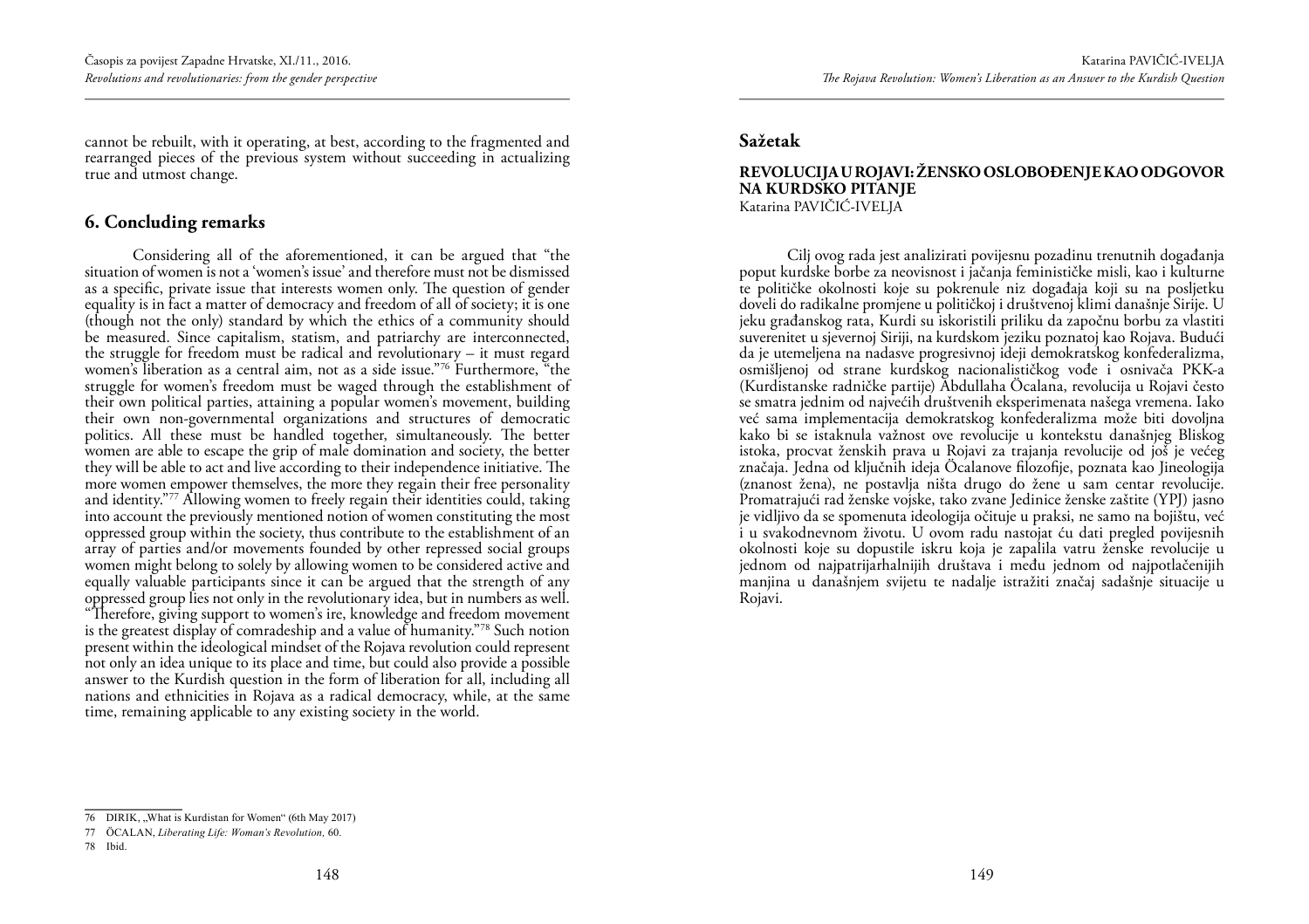cannot be rebuilt, with it operating, at best, according to the fragmented and rearranged pieces of the previous system without succeeding in actualizing true and utmost change.

## 6. Concluding remarks

Considering all of the aforementioned, it can be argued that "the situation of women is not a 'women's issue' and therefore must not be dismissed as a specific, private issue that interests women only. The question of gender equality is in fact a matter of democracy and freedom of all of society; it is one (though not the only) standard by which the ethics of a community should be measured. Since capitalism, statism, and patriarchy are interconnected, the struggle for freedom must be radical and revolutionary – it must regard women's liberation as a central aim, not as a side issue."[76] Furthermore, "the struggle for women's freedom must be waged through the establishment of their own political parties, attaining a popular women's movement, building their own non-governmental organizations and structures of democratic politics. All these must be handled together, simultaneously. The better women are able to escape the grip of male domination and society, the better they will be able to act and live according to their independence initiative. The more women empower themselves, the more they regain their free personality and identity."[77] Allowing women to freely regain their identities could, taking into account the previously mentioned notion of women constituting the most oppressed group within the society, thus contribute to the establishment of an array of parties and/or movements founded by other repressed social groups women might belong to solely by allowing women to be considered active and equally valuable participants since it can be argued that the strength of any oppressed group lies not only in the revolutionary idea, but in numbers as well. "Therefore, giving support to women's ire, knowledge and freedom movement is the greatest display of comradeship and a value of humanity."[78] Such notion present within the ideological mindset of the Rojava revolution could represent not only an idea unique to its place and time, but could also provide a possible answer to the Kurdish question in the form of liberation for all, including all nations and ethnicities in Rojava as a radical democracy, while, at the same time, remaining applicable to any existing society in the world.

76 DIRIK, „What is Kurdistan for Women" (6th May 2017)

77 ÖCALAN, *Liberating Life: Woman's Revolution,* 60.

78 Ibid.

## Sažetak

**REVOLUCIJA U ROJAVI: ŽENSKO OSLOBOĐENJE KAO ODGOVOR NA KURDSKO PITANJE**
Katarina PAVIČIĆ-IVELJA

Cilj ovog rada jest analizirati povijesnu pozadinu trenutnih događanja poput kurdske borbe za neovisnost i jačanja feminističke misli, kao i kulturne te političke okolnosti koje su pokrenule niz događaja koji su na posljetku doveli do radikalne promjene u političkoj i društvenoj klimi današnje Sirije. U jeku građanskog rata, Kurdi su iskoristili priliku da započnu borbu za vlastiti suverenitet u sjevernoj Siriji, na kurdskom jeziku poznatoj kao Rojava. Budući da je utemeljena na nadasve progresivnoj ideji demokratskog konfederalizma, osmišljenoj od strane kurdskog nacionalističkog vođe i osnivača PKK-a (Kurdistanske radničke partije) Abdullaha Öcalana, revolucija u Rojavi često se smatra jednim od najvećih društvenih eksperimenata našega vremena. Iako već sama implementacija demokratskog konfederalizma može biti dovoljna kako bi se istaknula važnost ove revolucije u kontekstu današnjeg Bliskog istoka, procvat ženskih prava u Rojavi za trajanja revolucije od još je većeg značaja. Jedna od ključnih ideja Öcalanove filozofije, poznata kao Jineologija (znanost žena), ne postavlja ništa drugo do žene u sam centar revolucije. Promatrajući rad ženske vojske, tako zvane Jedinice ženske zaštite (YPJ) jasno je vidljivo da se spomenuta ideologija očituje u praksi, ne samo na bojištu, već i u svakodnevnom životu. U ovom radu nastojat ću dati pregled povijesnih okolnosti koje su dopustile iskru koja je zapalila vatru ženske revolucije u jednom od najpatrijarhalnijih društava i među jednom od najpotlačenijih manjina u današnjem svijetu te nadalje istražiti značaj sadašnje situacije u Rojavi.